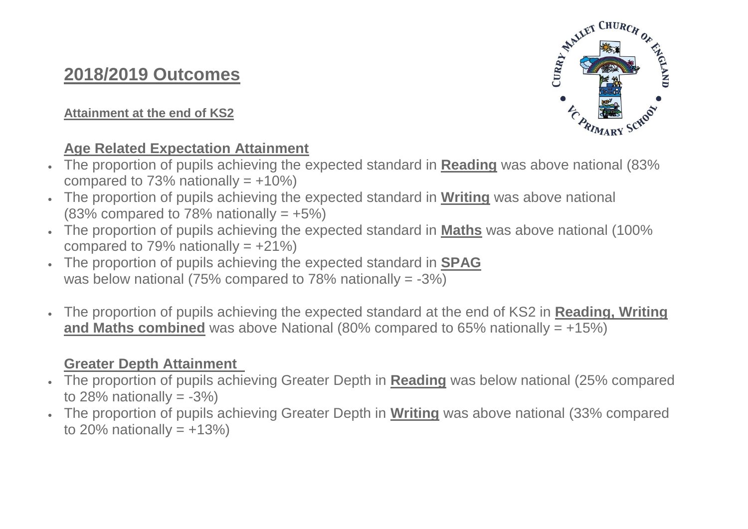# 2018/2019 Outcomes

**Attainment at the end of KS2**

## Age Related Expectation Attainment

- The proportion of pupils achieving the expected standard in **Reading** was above national (83% compared to 73% nationally = +10%)
- The proportion of pupils achieving the expected standard in **Writing** was above national (83% compared to 78% nationally = +5%)
- The proportion of pupils achieving the expected standard in **Maths** was above national (100% compared to 79% nationally = +21%)
- The proportion of pupils achieving the expected standard in **SPAG** was below national (75% compared to 78% nationally = -3%)

- The proportion of pupils achieving the expected standard at the end of KS2 in **Reading, Writing and Maths combined** was above National (80% compared to 65% nationally = +15%)

## Greater Depth Attainment

- The proportion of pupils achieving Greater Depth in **Reading** was below national (25% compared to 28% nationally = -3%)
- The proportion of pupils achieving Greater Depth in **Writing** was above national (33% compared to 20% nationally = +13%)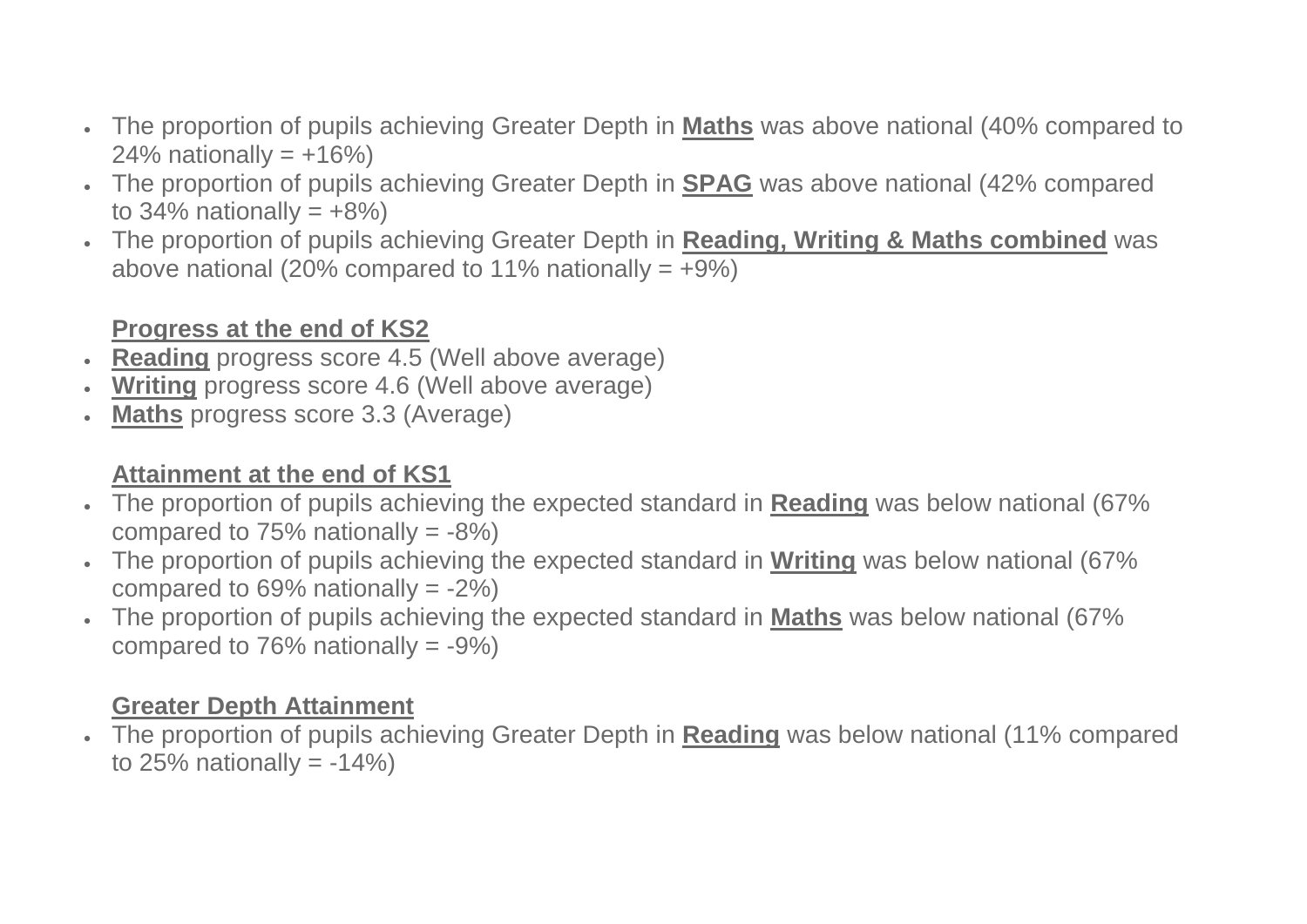- The proportion of pupils achieving Greater Depth in **Maths** was above national (40% compared to 24% nationally = +16%)
- The proportion of pupils achieving Greater Depth in **SPAG** was above national (42% compared to 34% nationally = +8%)
- The proportion of pupils achieving Greater Depth in **Reading, Writing & Maths combined** was above national (20% compared to 11% nationally = +9%)

**Progress at the end of KS2**

- **Reading** progress score 4.5 (Well above average)
- **Writing** progress score 4.6 (Well above average)
- **Maths** progress score 3.3 (Average)

**Attainment at the end of KS1**

- The proportion of pupils achieving the expected standard in **Reading** was below national (67% compared to 75% nationally = -8%)
- The proportion of pupils achieving the expected standard in **Writing** was below national (67% compared to 69% nationally = -2%)
- The proportion of pupils achieving the expected standard in **Maths** was below national (67% compared to 76% nationally = -9%)

**Greater Depth Attainment**

- The proportion of pupils achieving Greater Depth in **Reading** was below national (11% compared to 25% nationally = -14%)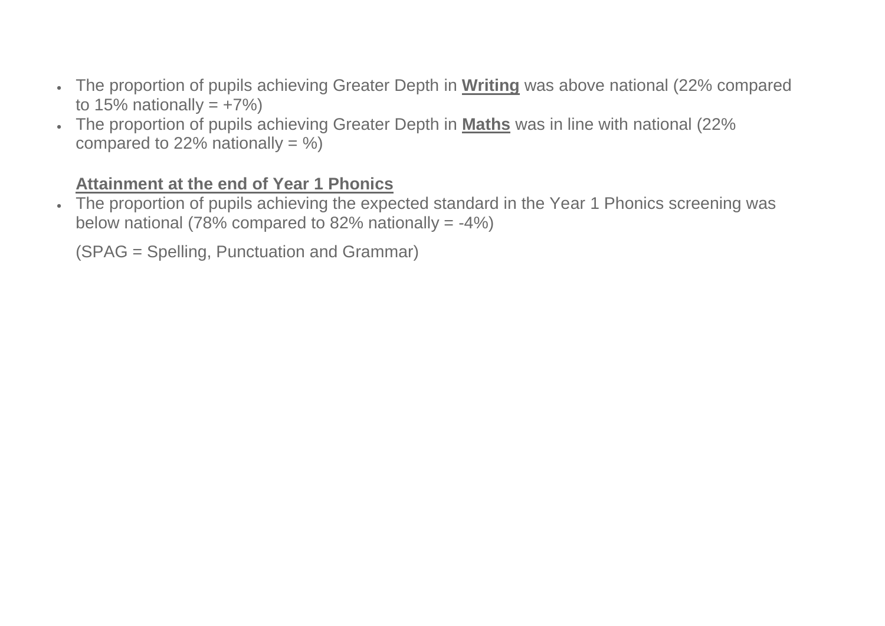- The proportion of pupils achieving Greater Depth in **Writing** was above national (22% compared to 15% nationally = +7%)
- The proportion of pupils achieving Greater Depth in **Maths** was in line with national (22% compared to 22% nationally = %)

**Attainment at the end of Year 1 Phonics**

- The proportion of pupils achieving the expected standard in the Year 1 Phonics screening was below national (78% compared to 82% nationally = -4%)

(SPAG = Spelling, Punctuation and Grammar)